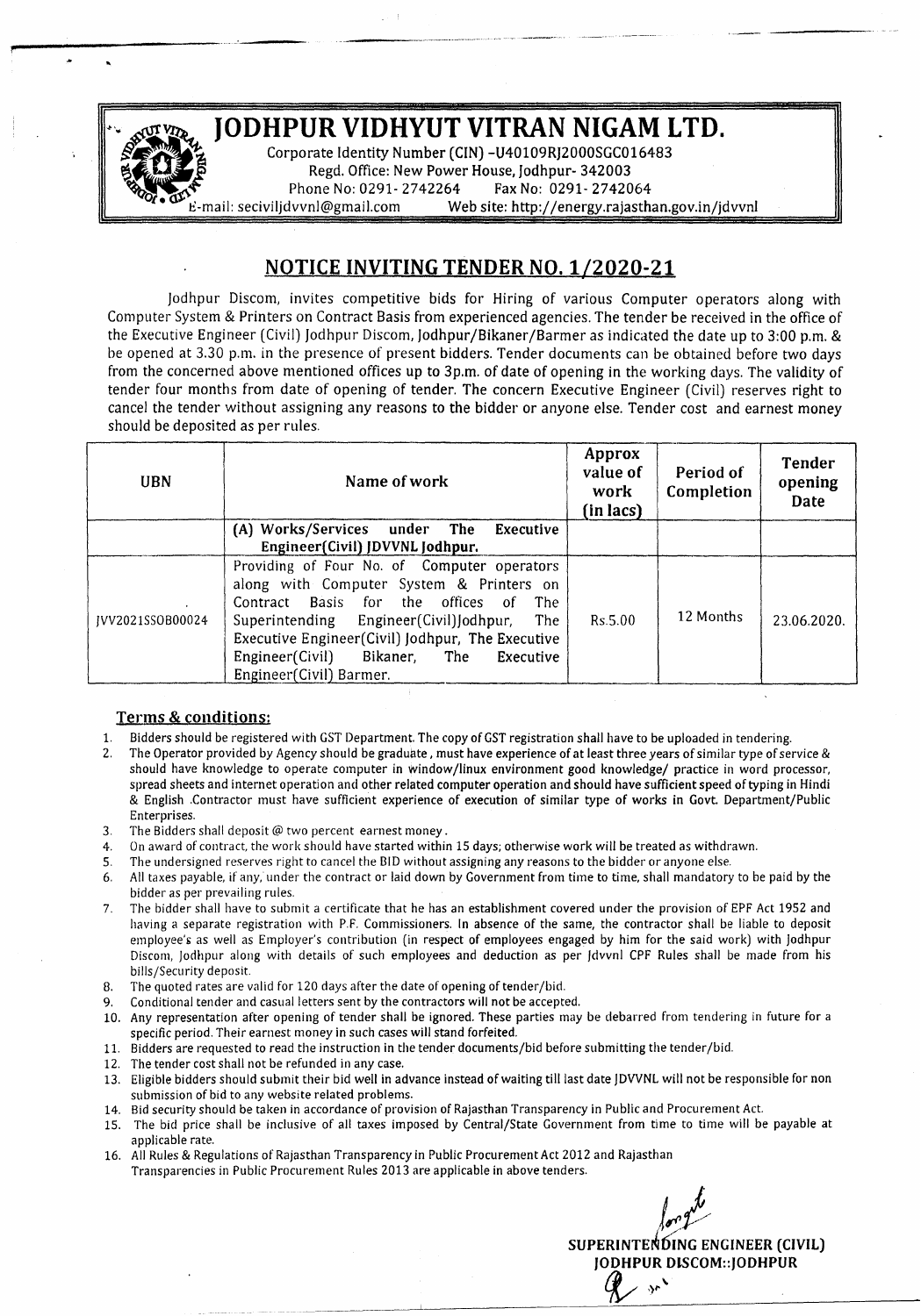# JODHPUR VIDHYUT VITRAN NIGAM LTD.

Corporate Identity Number (CIN) -U40109RJ2000SGC016483
Regd. Office: New Power House, Jodhpur- 342003
Phone No: 0291- 2742264 Fax No: 0291- 2742064
E-mail: seciviljdvvnl@gmail.com Web site: http://energy.rajasthan.gov.in/jdvvnl

## NOTICE INVITING TENDER NO. 1/2020-21

Jodhpur Discom, invites competitive bids for Hiring of various Computer operators along with Computer System & Printers on Contract Basis from experienced agencies. The tender be received in the office of the Executive Engineer (Civil) Jodhpur Discom, Jodhpur/Bikaner/Barmer as indicated the date up to 3:00 p.m. & be opened at 3.30 p.m. in the presence of present bidders. Tender documents can be obtained before two days from the concerned above mentioned offices up to 3p.m. of date of opening in the working days. The validity of tender four months from date of opening of tender. The concern Executive Engineer (Civil) reserves right to cancel the tender without assigning any reasons to the bidder or anyone else. Tender cost and earnest money should be deposited as per rules.

| UBN | Name of work | Approx value of work (in lacs) | Period of Completion | Tender opening Date |
|---|---|---|---|---|
| | **(A) Works/Services under The Executive Engineer(Civil) JDVVNL Jodhpur.** | | | |
| JVV2021SSOB00024 | Providing of Four No. of Computer operators along with Computer System & Printers on Contract Basis for the offices of The Superintending Engineer(Civil)Jodhpur, The Executive Engineer(Civil) Jodhpur, The Executive Engineer(Civil) Bikaner, The Executive Engineer(Civil) Barmer. | Rs.5.00 | 12 Months | 23.06.2020. |

### Terms & conditions:

1. Bidders should be registered with GST Department. The copy of GST registration shall have to be uploaded in tendering.
2. The Operator provided by Agency should be graduate, must have experience of at least three years of similar type of service & should have knowledge to operate computer in window/linux environment good knowledge/ practice in word processor, spread sheets and internet operation and other related computer operation and should have sufficient speed of typing in Hindi & English .Contractor must have sufficient experience of execution of similar type of works in Govt. Department/Public Enterprises.
3. The Bidders shall deposit @ two percent earnest money.
4. On award of contract, the work should have started within 15 days; otherwise work will be treated as withdrawn.
5. The undersigned reserves right to cancel the BID without assigning any reasons to the bidder or anyone else.
6. All taxes payable, if any, under the contract or laid down by Government from time to time, shall mandatory to be paid by the bidder as per prevailing rules.
7. The bidder shall have to submit a certificate that he has an establishment covered under the provision of EPF Act 1952 and having a separate registration with P.F. Commissioners. In absence of the same, the contractor shall be liable to deposit employee's as well as Employer's contribution (in respect of employees engaged by him for the said work) with Jodhpur Discom, Jodhpur along with details of such employees and deduction as per Jdvvnl CPF Rules shall be made from his bills/Security deposit.
8. The quoted rates are valid for 120 days after the date of opening of tender/bid.
9. Conditional tender and casual letters sent by the contractors will not be accepted.
10. Any representation after opening of tender shall be ignored. These parties may be debarred from tendering in future for a specific period. Their earnest money in such cases will stand forfeited.
11. Bidders are requested to read the instruction in the tender documents/bid before submitting the tender/bid.
12. The tender cost shall not be refunded in any case.
13. Eligible bidders should submit their bid well in advance instead of waiting till last date JDVVNL will not be responsible for non submission of bid to any website related problems.
14. Bid security should be taken in accordance of provision of Rajasthan Transparency in Public and Procurement Act.
15. The bid price shall be inclusive of all taxes imposed by Central/State Government from time to time will be payable at applicable rate.
16. All Rules & Regulations of Rajasthan Transparency in Public Procurement Act 2012 and Rajasthan Transparencies in Public Procurement Rules 2013 are applicable in above tenders.

**SUPERINTENDING ENGINEER (CIVIL)**
**JODHPUR DISCOM::JODHPUR**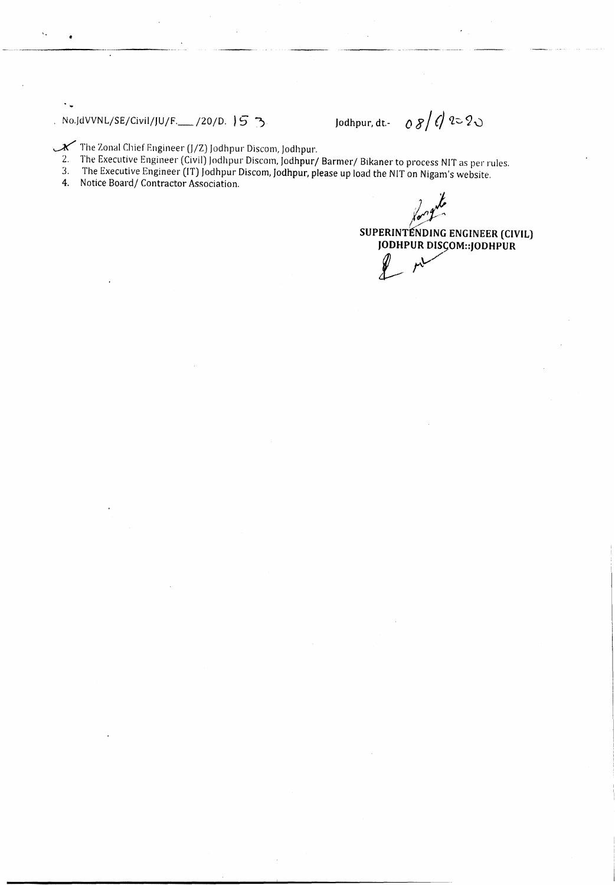No.JdVVNL/SE/Civil/JU/F.\_\_\_\_/20/D. 153 Jodhpur, dt.- 08/6/2020

1. The Zonal Chief Engineer (J/Z) Jodhpur Discom, Jodhpur.
2. The Executive Engineer (Civil) Jodhpur Discom, Jodhpur/ Barmer/ Bikaner to process NIT as per rules.
3. The Executive Engineer (IT) Jodhpur Discom, Jodhpur, please up load the NIT on Nigam's website.
4. Notice Board/ Contractor Association.

**SUPERINTENDING ENGINEER (CIVIL)**
**JODHPUR DISCOM::JODHPUR**